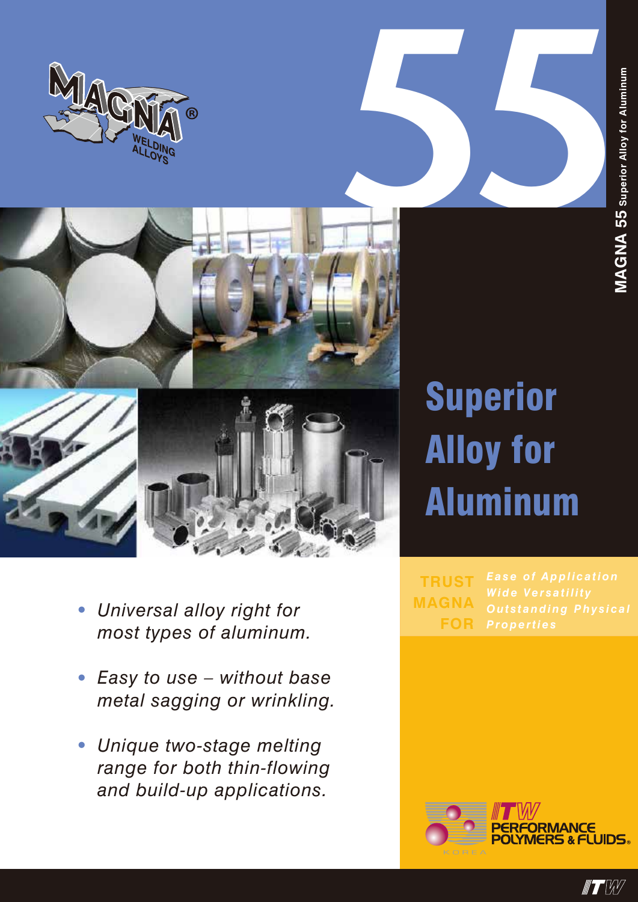MAGNA® WELDING ALLOYS

# 55

**MAGNA 55** Superior Alloy for Aluminum

# Superior Alloy for Aluminum

- *Universal alloy right for most types of aluminum.*
- *Easy to use – without base metal sagging or wrinkling.*
- *Unique two-stage melting range for both thin-flowing and build-up applications.*

**TRUST MAGNA FOR**

***Ease of Application***
***Wide Versatility***
***Outstanding Physical Properties***

ITW PERFORMANCE POLYMERS & FLUIDS®
KOREA

ITW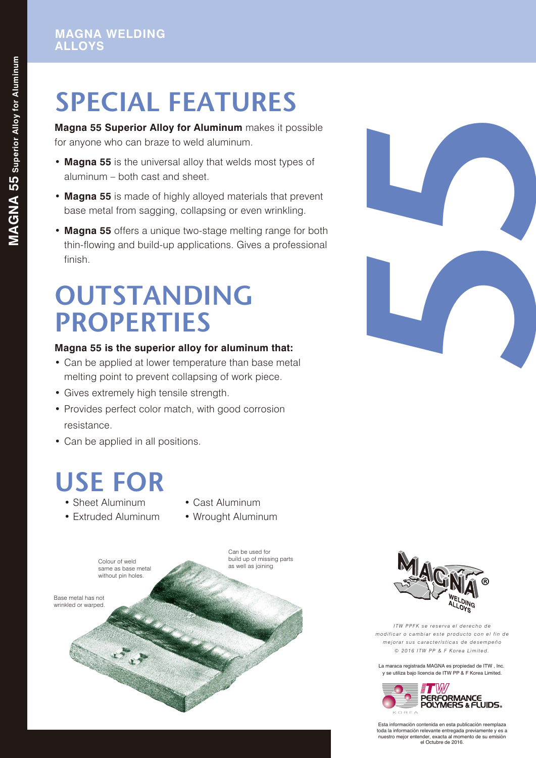# SPECIAL FEATURES

**Magna 55 Superior Alloy for Aluminum** makes it possible for anyone who can braze to weld aluminum.

- **Magna 55** is the universal alloy that welds most types of aluminum – both cast and sheet.
- **Magna 55** is made of highly alloyed materials that prevent base metal from sagging, collapsing or even wrinkling.
- **Magna 55** offers a unique two-stage melting range for both thin-flowing and build-up applications. Gives a professional finish.

# OUTSTANDING PROPERTIES

**Magna 55 is the superior alloy for aluminum that:**

- Can be applied at lower temperature than base metal melting point to prevent collapsing of work piece.
- Gives extremely high tensile strength.
- Provides perfect color match, with good corrosion resistance.
- Can be applied in all positions.

# USE FOR

- Sheet Aluminum
- Extruded Aluminum
- Cast Aluminum
- Wrought Aluminum

Colour of weld same as base metal without pin holes.

Can be used for build up of missing parts as well as joining

Base metal has not wrinkled or warped.

*ITW PPFK se reserva el derecho de modificar o cambiar este producto con el fin de mejorar sus características de desempeño © 2016 ITW PP & F Korea Limited.*

La maraca registrada MAGNA es propiedad de ITW , Inc. y se utiliza bajo licencia de ITW PP & F Korea Limited.

Esta información contenida en esta publicación reemplaza toda la información relevante entregada previamente y es a nuestro mejor entender, exacta al momento de su emisión el Octubre de 2016.